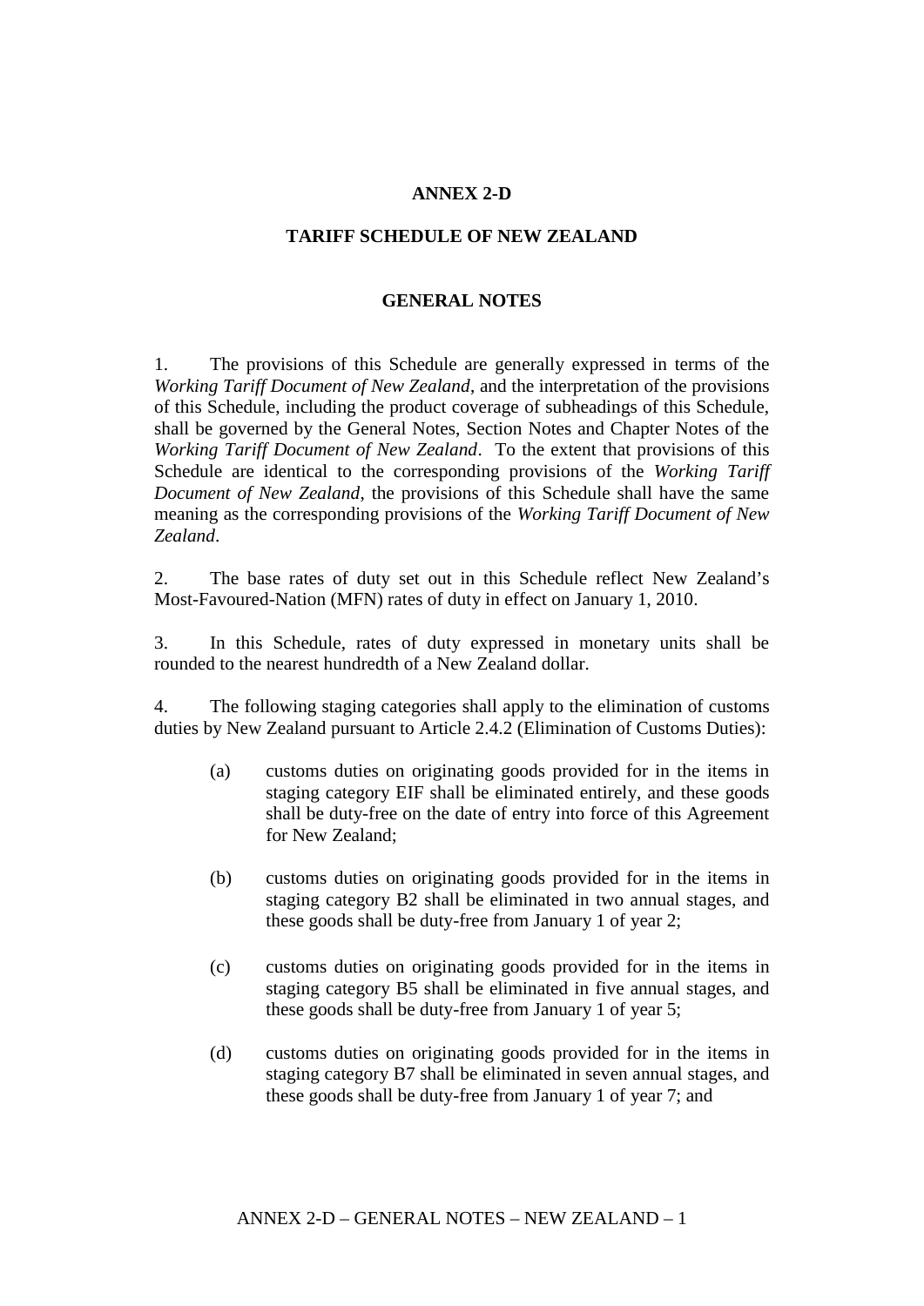# ANNEX 2-D

## TARIFF SCHEDULE OF NEW ZEALAND

### GENERAL NOTES

1. The provisions of this Schedule are generally expressed in terms of the *Working Tariff Document of New Zealand*, and the interpretation of the provisions of this Schedule, including the product coverage of subheadings of this Schedule, shall be governed by the General Notes, Section Notes and Chapter Notes of the *Working Tariff Document of New Zealand*. To the extent that provisions of this Schedule are identical to the corresponding provisions of the *Working Tariff Document of New Zealand*, the provisions of this Schedule shall have the same meaning as the corresponding provisions of the *Working Tariff Document of New Zealand*.

2. The base rates of duty set out in this Schedule reflect New Zealand's Most-Favoured-Nation (MFN) rates of duty in effect on January 1, 2010.

3. In this Schedule, rates of duty expressed in monetary units shall be rounded to the nearest hundredth of a New Zealand dollar.

4. The following staging categories shall apply to the elimination of customs duties by New Zealand pursuant to Article 2.4.2 (Elimination of Customs Duties):

   (a) customs duties on originating goods provided for in the items in staging category EIF shall be eliminated entirely, and these goods shall be duty-free on the date of entry into force of this Agreement for New Zealand;

   (b) customs duties on originating goods provided for in the items in staging category B2 shall be eliminated in two annual stages, and these goods shall be duty-free from January 1 of year 2;

   (c) customs duties on originating goods provided for in the items in staging category B5 shall be eliminated in five annual stages, and these goods shall be duty-free from January 1 of year 5;

   (d) customs duties on originating goods provided for in the items in staging category B7 shall be eliminated in seven annual stages, and these goods shall be duty-free from January 1 of year 7; and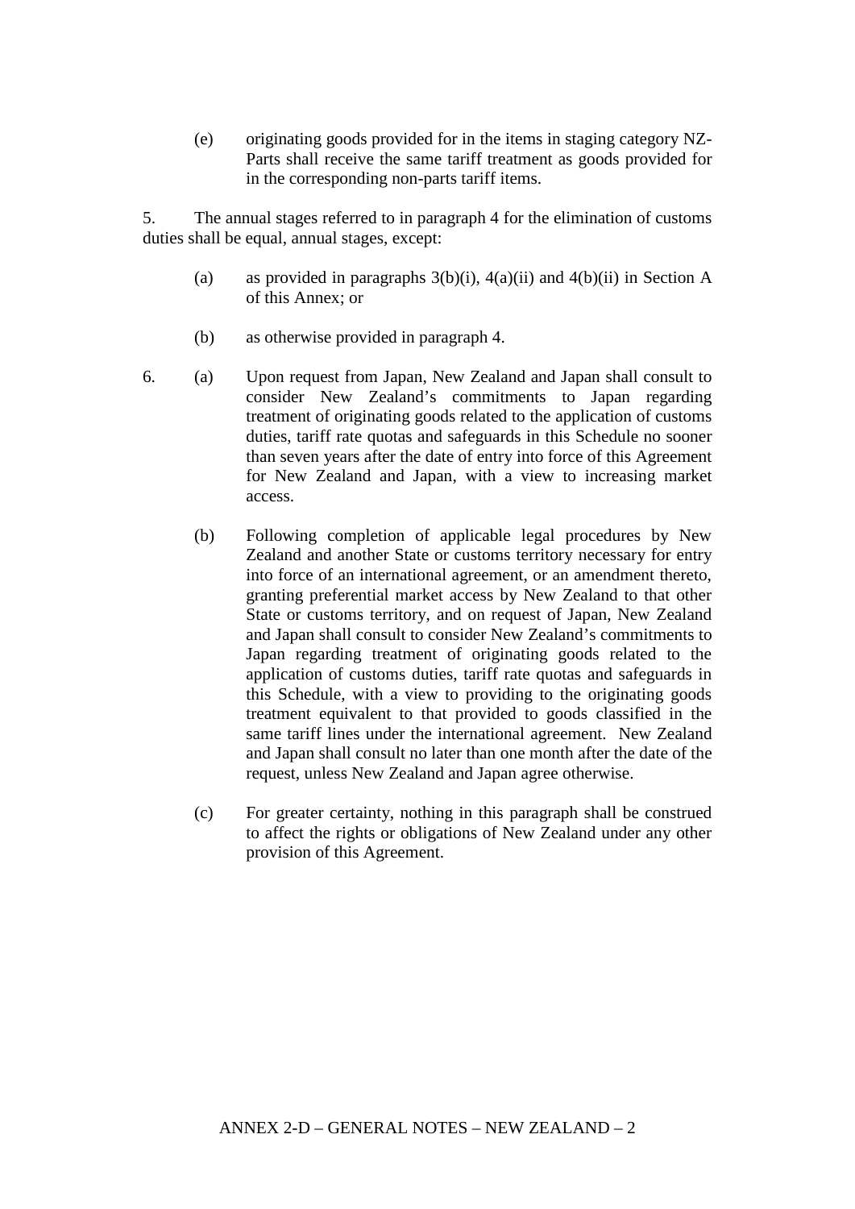(e) originating goods provided for in the items in staging category NZ-Parts shall receive the same tariff treatment as goods provided for in the corresponding non-parts tariff items.

5. The annual stages referred to in paragraph 4 for the elimination of customs duties shall be equal, annual stages, except:

(a) as provided in paragraphs 3(b)(i), 4(a)(ii) and 4(b)(ii) in Section A of this Annex; or

(b) as otherwise provided in paragraph 4.

6. (a) Upon request from Japan, New Zealand and Japan shall consult to consider New Zealand's commitments to Japan regarding treatment of originating goods related to the application of customs duties, tariff rate quotas and safeguards in this Schedule no sooner than seven years after the date of entry into force of this Agreement for New Zealand and Japan, with a view to increasing market access.

(b) Following completion of applicable legal procedures by New Zealand and another State or customs territory necessary for entry into force of an international agreement, or an amendment thereto, granting preferential market access by New Zealand to that other State or customs territory, and on request of Japan, New Zealand and Japan shall consult to consider New Zealand's commitments to Japan regarding treatment of originating goods related to the application of customs duties, tariff rate quotas and safeguards in this Schedule, with a view to providing to the originating goods treatment equivalent to that provided to goods classified in the same tariff lines under the international agreement. New Zealand and Japan shall consult no later than one month after the date of the request, unless New Zealand and Japan agree otherwise.

(c) For greater certainty, nothing in this paragraph shall be construed to affect the rights or obligations of New Zealand under any other provision of this Agreement.